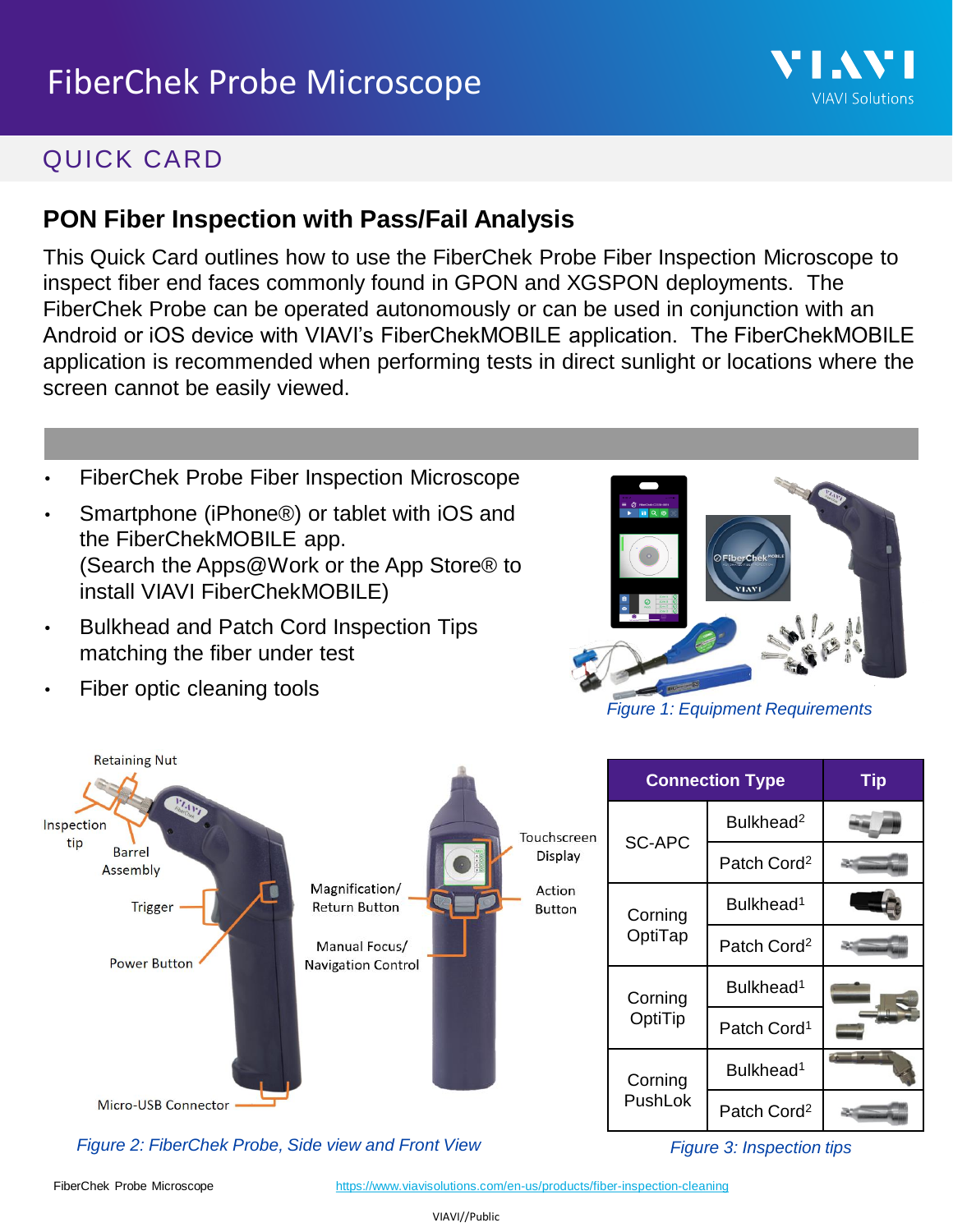# FiberChek Probe Microscope

## QUICK CARD

### PON Fiber Inspection with Pass/Fail Analysis

This Quick Card outlines how to use the FiberChek Probe Fiber Inspection Microscope to inspect fiber end faces commonly found in GPON and XGSPON deployments. The FiberChek Probe can be operated autonomously or can be used in conjunction with an Android or iOS device with VIAVI's FiberChekMOBILE application. The FiberChekMOBILE application is recommended when performing tests in direct sunlight or locations where the screen cannot be easily viewed.

- FiberChek Probe Fiber Inspection Microscope
- Smartphone (iPhone®) or tablet with iOS and the FiberChekMOBILE app.
  (Search the Apps@Work or the App Store® to install VIAVI FiberChekMOBILE)
- Bulkhead and Patch Cord Inspection Tips matching the fiber under test
- Fiber optic cleaning tools

*Figure 1: Equipment Requirements*

Retaining Nut, Inspection tip, Barrel Assembly, Trigger, Power Button, Micro-USB Connector, Magnification/ Return Button, Manual Focus/ Navigation Control, Touchscreen Display, Action Button

*Figure 2: FiberChek Probe, Side view and Front View*

| Connection Type | | Tip |
|---|---|---|
| SC-APC | Bulkhead[2] | |
| | Patch Cord[2] | |
| Corning OptiTap | Bulkhead[1] | |
| | Patch Cord[2] | |
| Corning OptiTip | Bulkhead[1] | |
| | Patch Cord[1] | |
| Corning PushLok | Bulkhead[1] | |
| | Patch Cord[2] | |

*Figure 3: Inspection tips*

FiberChek Probe Microscope https://www.viavisolutions.com/en-us/products/fiber-inspection-cleaning

VIAVI//Public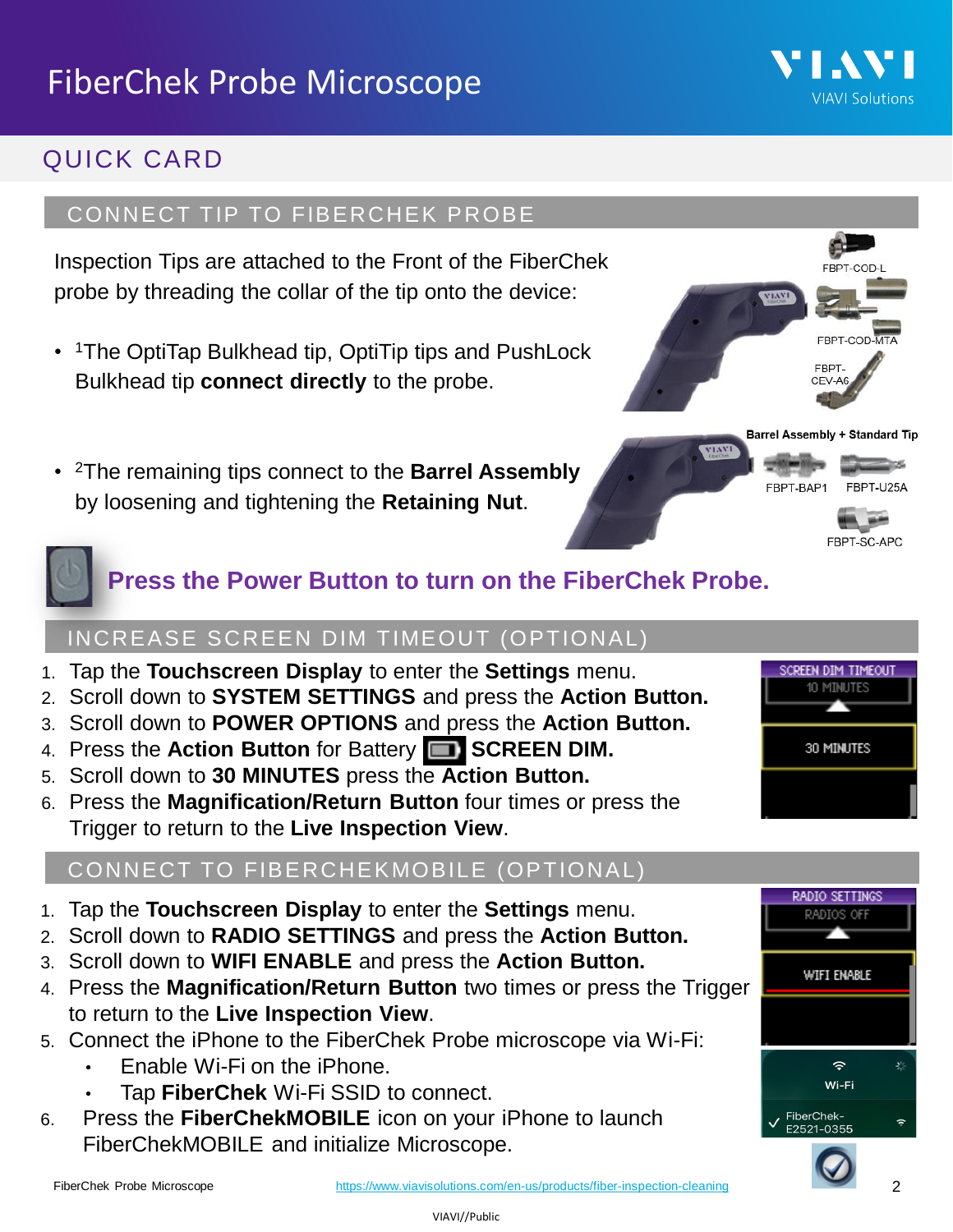# FiberChek Probe Microscope

## QUICK CARD

### CONNECT TIP TO FIBERCHEK PROBE

Inspection Tips are attached to the Front of the FiberChek probe by threading the collar of the tip onto the device:

- [1]The OptiTap Bulkhead tip, OptiTip tips and PushLock Bulkhead tip **connect directly** to the probe.

FBPT-COD-L

FBPT-COD-MTA

FBPT-CEV-A6

- [2]The remaining tips connect to the **Barrel Assembly** by loosening and tightening the **Retaining Nut**.

**Barrel Assembly + Standard Tip**

FBPT-BAP1 FBPT-U25A

FBPT-SC-APC

**Press the Power Button to turn on the FiberChek Probe.**

### INCREASE SCREEN DIM TIMEOUT (OPTIONAL)

1. Tap the **Touchscreen Display** to enter the **Settings** menu.
2. Scroll down to **SYSTEM SETTINGS** and press the **Action Button.**
3. Scroll down to **POWER OPTIONS** and press the **Action Button.**
4. Press the **Action Button** for Battery **SCREEN DIM.**
5. Scroll down to **30 MINUTES** press the **Action Button.**
6. Press the **Magnification/Return Button** four times or press the Trigger to return to the **Live Inspection View**.

SCREEN DIM TIMEOUT
10 MINUTES
30 MINUTES

### CONNECT TO FIBERCHEKMOBILE (OPTIONAL)

1. Tap the **Touchscreen Display** to enter the **Settings** menu.
2. Scroll down to **RADIO SETTINGS** and press the **Action Button.**
3. Scroll down to **WIFI ENABLE** and press the **Action Button.**
4. Press the **Magnification/Return Button** two times or press the Trigger to return to the **Live Inspection View**.
5. Connect the iPhone to the FiberChek Probe microscope via Wi-Fi:
   - Enable Wi-Fi on the iPhone.
   - Tap **FiberChek** Wi-Fi SSID to connect.
6. Press the **FiberChekMOBILE** icon on your iPhone to launch FiberChekMOBILE and initialize Microscope.

RADIO SETTINGS
RADIOS OFF
WIFI ENABLE

Wi-Fi
FiberChek-E2521-0355

FiberChek Probe Microscope https://www.viavisolutions.com/en-us/products/fiber-inspection-cleaning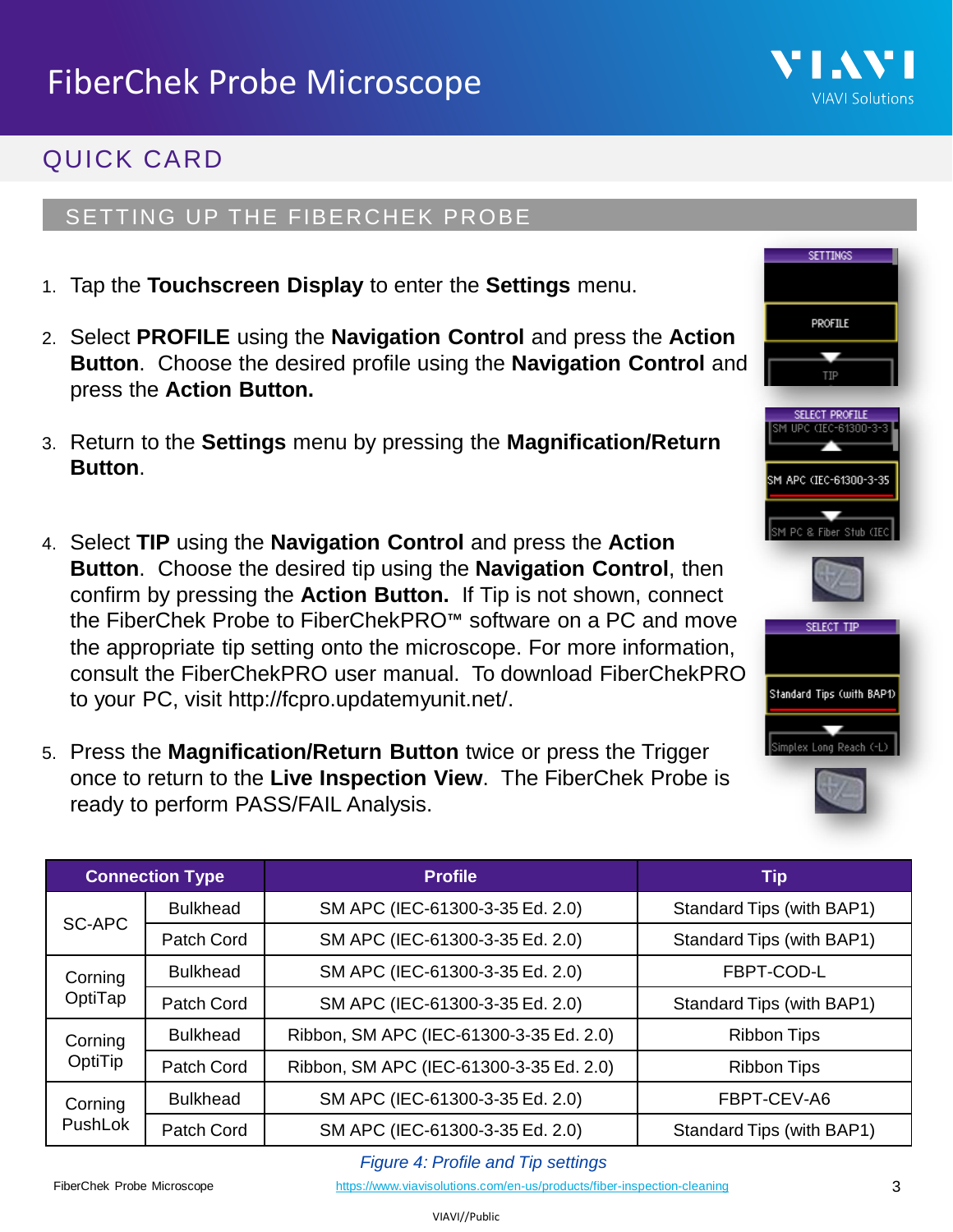# FiberChek Probe Microscope

## QUICK CARD

### SETTING UP THE FIBERCHEK PROBE

1. Tap the **Touchscreen Display** to enter the **Settings** menu.
2. Select **PROFILE** using the **Navigation Control** and press the **Action Button**. Choose the desired profile using the **Navigation Control** and press the **Action Button.**
3. Return to the **Settings** menu by pressing the **Magnification/Return Button**.
4. Select **TIP** using the **Navigation Control** and press the **Action Button**. Choose the desired tip using the **Navigation Control**, then confirm by pressing the **Action Button.** If Tip is not shown, connect the FiberChek Probe to FiberChekPRO™ software on a PC and move the appropriate tip setting onto the microscope. For more information, consult the FiberChekPRO user manual. To download FiberChekPRO to your PC, visit http://fcpro.updatemyunit.net/.
5. Press the **Magnification/Return Button** twice or press the Trigger once to return to the **Live Inspection View**. The FiberChek Probe is ready to perform PASS/FAIL Analysis.

| Connection Type | | Profile | Tip |
|---|---|---|---|
| SC-APC | Bulkhead | SM APC (IEC-61300-3-35 Ed. 2.0) | Standard Tips (with BAP1) |
| | Patch Cord | SM APC (IEC-61300-3-35 Ed. 2.0) | Standard Tips (with BAP1) |
| Corning OptiTap | Bulkhead | SM APC (IEC-61300-3-35 Ed. 2.0) | FBPT-COD-L |
| | Patch Cord | SM APC (IEC-61300-3-35 Ed. 2.0) | Standard Tips (with BAP1) |
| Corning OptiTip | Bulkhead | Ribbon, SM APC (IEC-61300-3-35 Ed. 2.0) | Ribbon Tips |
| | Patch Cord | Ribbon, SM APC (IEC-61300-3-35 Ed. 2.0) | Ribbon Tips |
| Corning PushLok | Bulkhead | SM APC (IEC-61300-3-35 Ed. 2.0) | FBPT-CEV-A6 |
| | Patch Cord | SM APC (IEC-61300-3-35 Ed. 2.0) | Standard Tips (with BAP1) |

*Figure 4: Profile and Tip settings*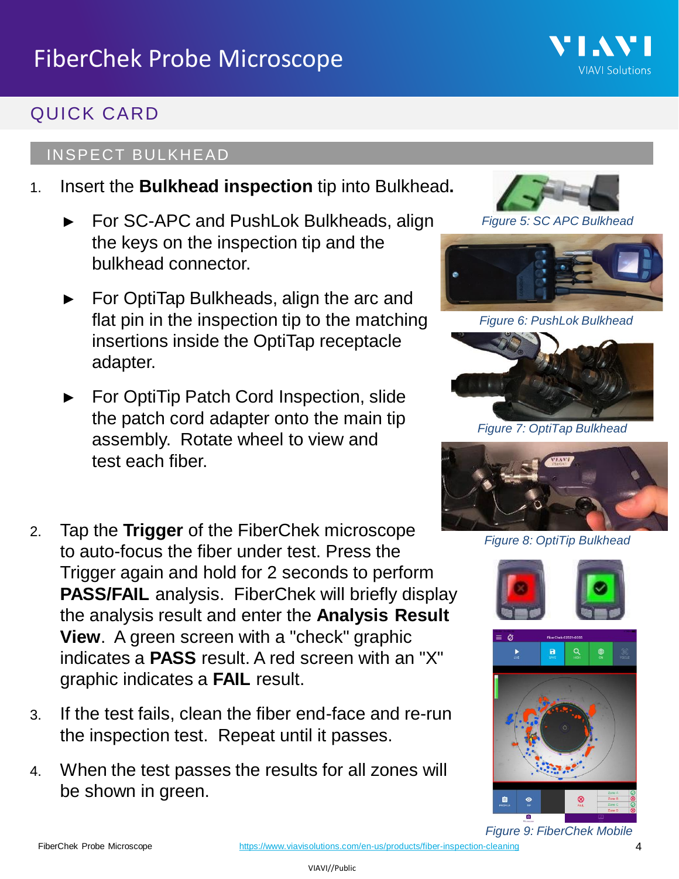# FiberChek Probe Microscope

## QUICK CARD

### INSPECT BULKHEAD

1. Insert the **Bulkhead inspection** tip into Bulkhead**.**
   - For SC-APC and PushLok Bulkheads, align the keys on the inspection tip and the bulkhead connector.
   - For OptiTap Bulkheads, align the arc and flat pin in the inspection tip to the matching insertions inside the OptiTap receptacle adapter.
   - For OptiTip Patch Cord Inspection, slide the patch cord adapter onto the main tip assembly. Rotate wheel to view and test each fiber.

2. Tap the **Trigger** of the FiberChek microscope to auto-focus the fiber under test. Press the Trigger again and hold for 2 seconds to perform **PASS/FAIL** analysis. FiberChek will briefly display the analysis result and enter the **Analysis Result View**. A green screen with a "check" graphic indicates a **PASS** result. A red screen with an "X" graphic indicates a **FAIL** result.

3. If the test fails, clean the fiber end-face and re-run the inspection test. Repeat until it passes.

4. When the test passes the results for all zones will be shown in green.

*Figure 5: SC APC Bulkhead*

*Figure 6: PushLok Bulkhead*

*Figure 7: OptiTap Bulkhead*

*Figure 8: OptiTip Bulkhead*

*Figure 9: FiberChek Mobile*

https://www.viavisolutions.com/en-us/products/fiber-inspection-cleaning

VIAVI//Public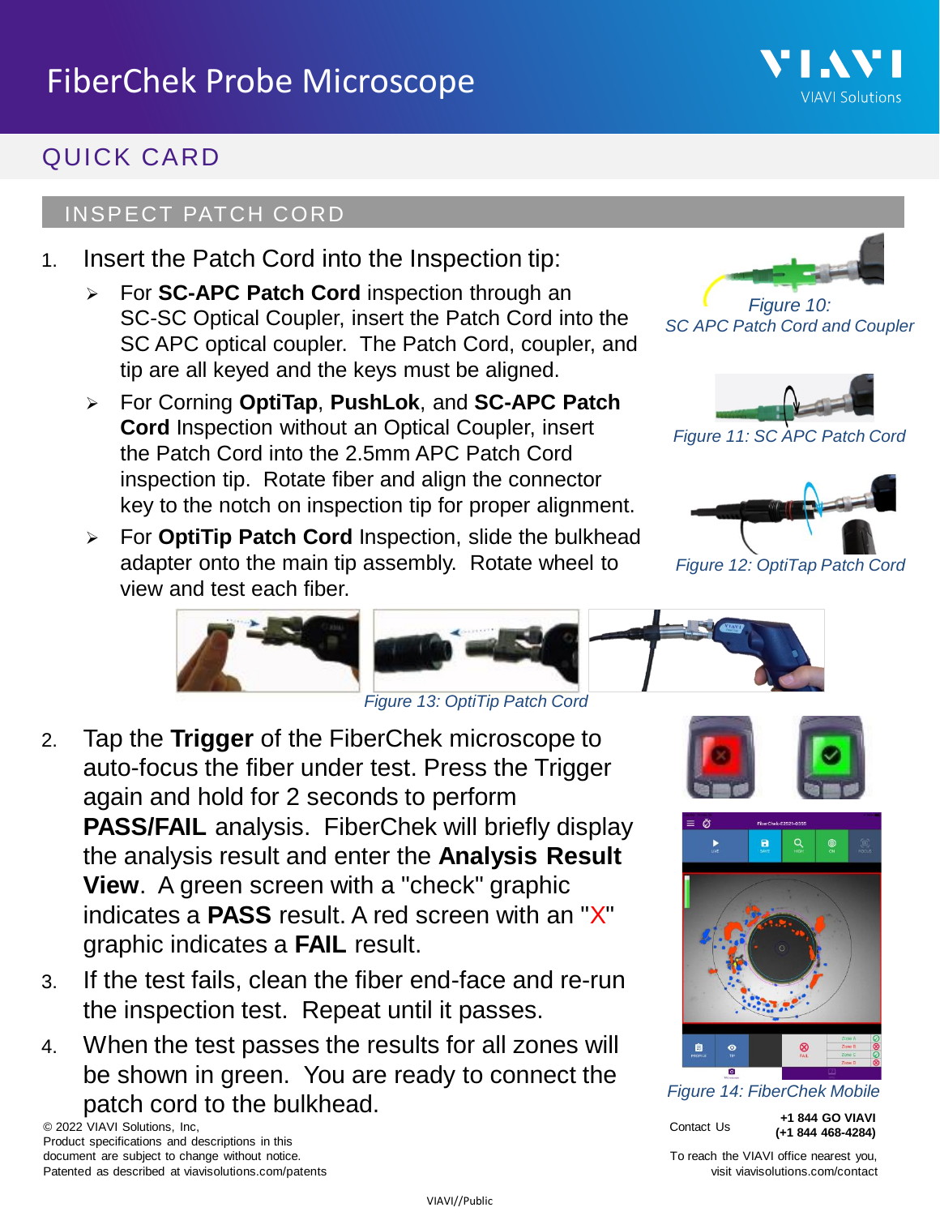# FiberChek Probe Microscope

## QUICK CARD

### INSPECT PATCH CORD

1. Insert the Patch Cord into the Inspection tip:
   - For **SC-APC Patch Cord** inspection through an SC-SC Optical Coupler, insert the Patch Cord into the SC APC optical coupler. The Patch Cord, coupler, and tip are all keyed and the keys must be aligned.
   - For Corning **OptiTap**, **PushLok**, and **SC-APC Patch Cord** Inspection without an Optical Coupler, insert the Patch Cord into the 2.5mm APC Patch Cord inspection tip. Rotate fiber and align the connector key to the notch on inspection tip for proper alignment.
   - For **OptiTip Patch Cord** Inspection, slide the bulkhead adapter onto the main tip assembly. Rotate wheel to view and test each fiber.

*Figure 10: SC APC Patch Cord and Coupler*

*Figure 11: SC APC Patch Cord*

*Figure 12: OptiTap Patch Cord*

*Figure 13: OptiTip Patch Cord*

2. Tap the **Trigger** of the FiberChek microscope to auto-focus the fiber under test. Press the Trigger again and hold for 2 seconds to perform **PASS/FAIL** analysis. FiberChek will briefly display the analysis result and enter the **Analysis Result View**. A green screen with a "check" graphic indicates a **PASS** result. A red screen with an "X" graphic indicates a **FAIL** result.
3. If the test fails, clean the fiber end-face and re-run the inspection test. Repeat until it passes.
4. When the test passes the results for all zones will be shown in green. You are ready to connect the patch cord to the bulkhead.

*Figure 14: FiberChek Mobile*

© 2022 VIAVI Solutions, Inc,
Product specifications and descriptions in this document are subject to change without notice.
Patented as described at viavisolutions.com/patents

Contact Us **+1 844 GO VIAVI (+1 844 468-4284)**

To reach the VIAVI office nearest you, visit viavisolutions.com/contact

VIAVI//Public